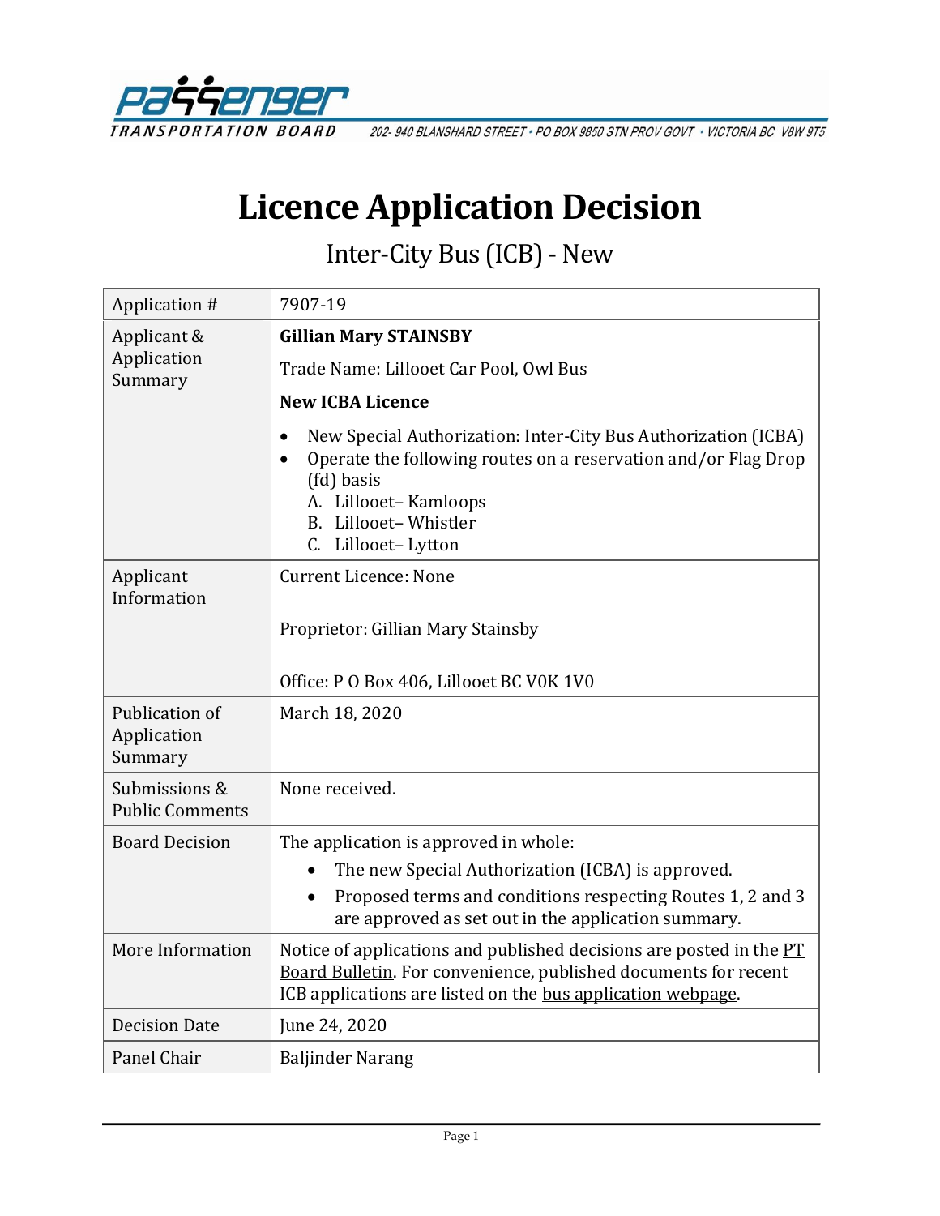# Licence Application Decision

## Inter-City Bus (ICB) - New

| Application # | 7907-19 |
|---|---|
| Applicant & Application Summary | **Gillian Mary STAINSBY**<br><br>Trade Name: Lillooet Car Pool, Owl Bus<br><br>**New ICBA Licence**<br><br>• New Special Authorization: Inter-City Bus Authorization (ICBA)<br>• Operate the following routes on a reservation and/or Flag Drop (fd) basis<br>A. Lillooet– Kamloops<br>B. Lillooet– Whistler<br>C. Lillooet– Lytton |
| Applicant Information | Current Licence: None<br><br>Proprietor: Gillian Mary Stainsby<br><br>Office: P O Box 406, Lillooet BC V0K 1V0 |
| Publication of Application Summary | March 18, 2020 |
| Submissions & Public Comments | None received. |
| Board Decision | The application is approved in whole:<br>• The new Special Authorization (ICBA) is approved.<br>• Proposed terms and conditions respecting Routes 1, 2 and 3 are approved as set out in the application summary. |
| More Information | Notice of applications and published decisions are posted in the PT Board Bulletin. For convenience, published documents for recent ICB applications are listed on the bus application webpage. |
| Decision Date | June 24, 2020 |
| Panel Chair | Baljinder Narang |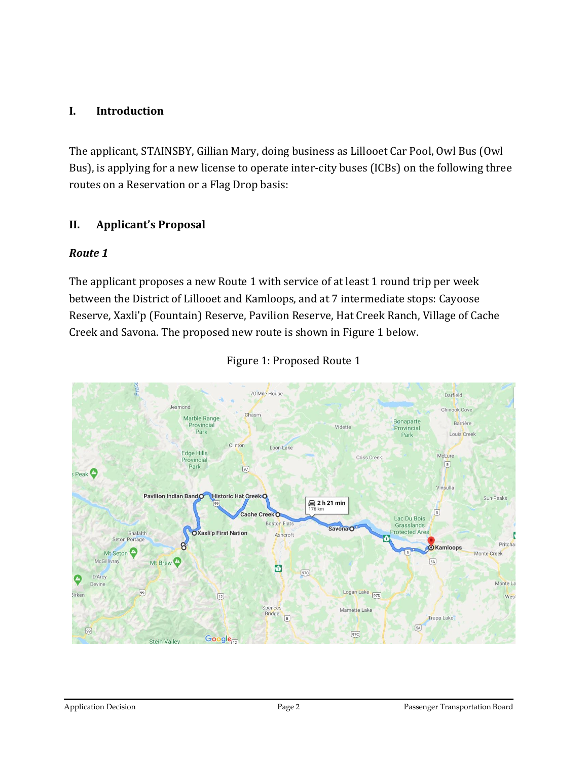## I. Introduction

The applicant, STAINSBY, Gillian Mary, doing business as Lillooet Car Pool, Owl Bus (Owl Bus), is applying for a new license to operate inter-city buses (ICBs) on the following three routes on a Reservation or a Flag Drop basis:

## II. Applicant's Proposal

### *Route 1*

The applicant proposes a new Route 1 with service of at least 1 round trip per week between the District of Lillooet and Kamloops, and at 7 intermediate stops: Cayoose Reserve, Xaxli'p (Fountain) Reserve, Pavilion Reserve, Hat Creek Ranch, Village of Cache Creek and Savona. The proposed new route is shown in Figure 1 below.

Figure 1: Proposed Route 1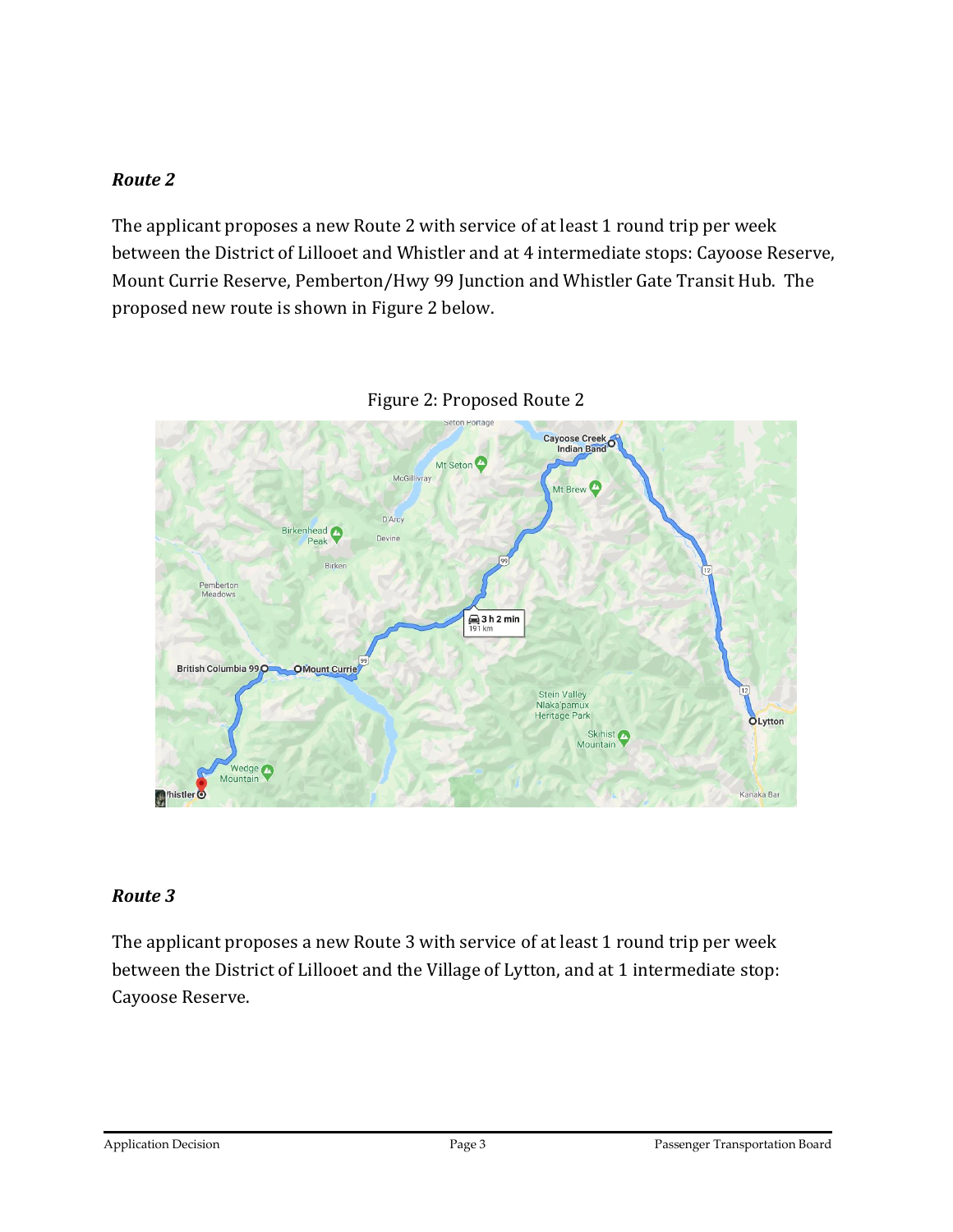### *Route 2*

The applicant proposes a new Route 2 with service of at least 1 round trip per week between the District of Lillooet and Whistler and at 4 intermediate stops: Cayoose Reserve, Mount Currie Reserve, Pemberton/Hwy 99 Junction and Whistler Gate Transit Hub. The proposed new route is shown in Figure 2 below.

Figure 2: Proposed Route 2

### *Route 3*

The applicant proposes a new Route 3 with service of at least 1 round trip per week between the District of Lillooet and the Village of Lytton, and at 1 intermediate stop: Cayoose Reserve.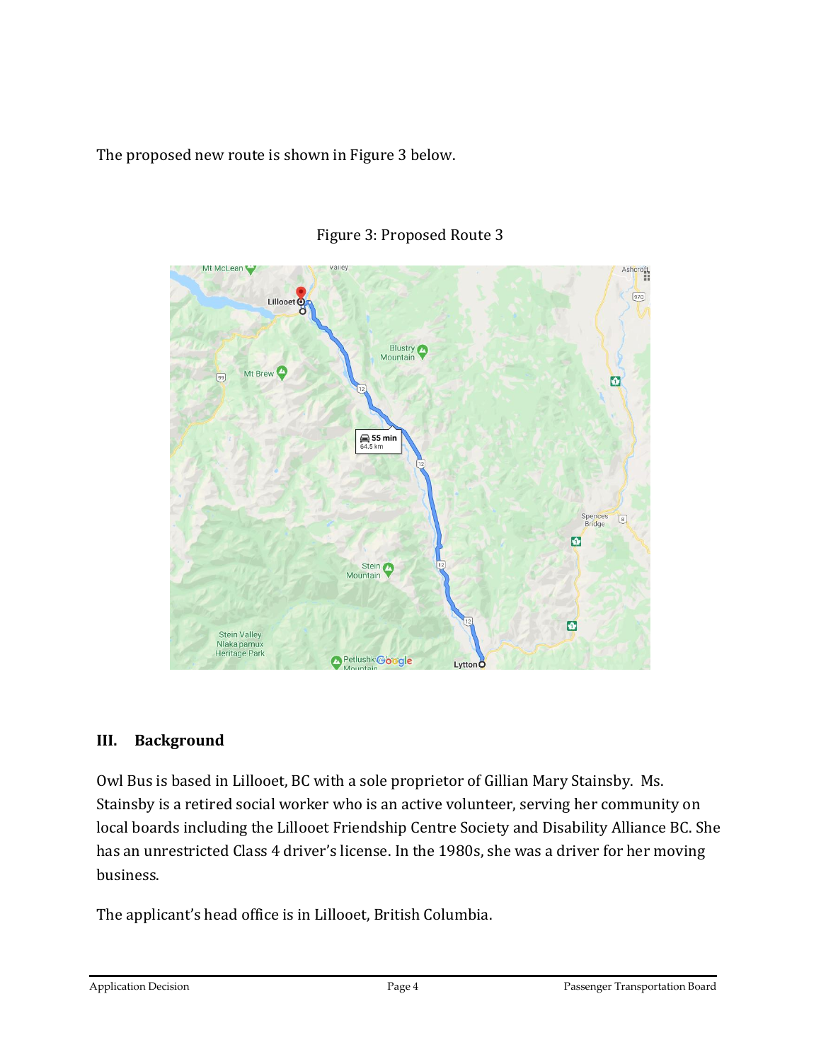The proposed new route is shown in Figure 3 below.

Figure 3: Proposed Route 3

## III. Background

Owl Bus is based in Lillooet, BC with a sole proprietor of Gillian Mary Stainsby. Ms. Stainsby is a retired social worker who is an active volunteer, serving her community on local boards including the Lillooet Friendship Centre Society and Disability Alliance BC. She has an unrestricted Class 4 driver's license. In the 1980s, she was a driver for her moving business.

The applicant's head office is in Lillooet, British Columbia.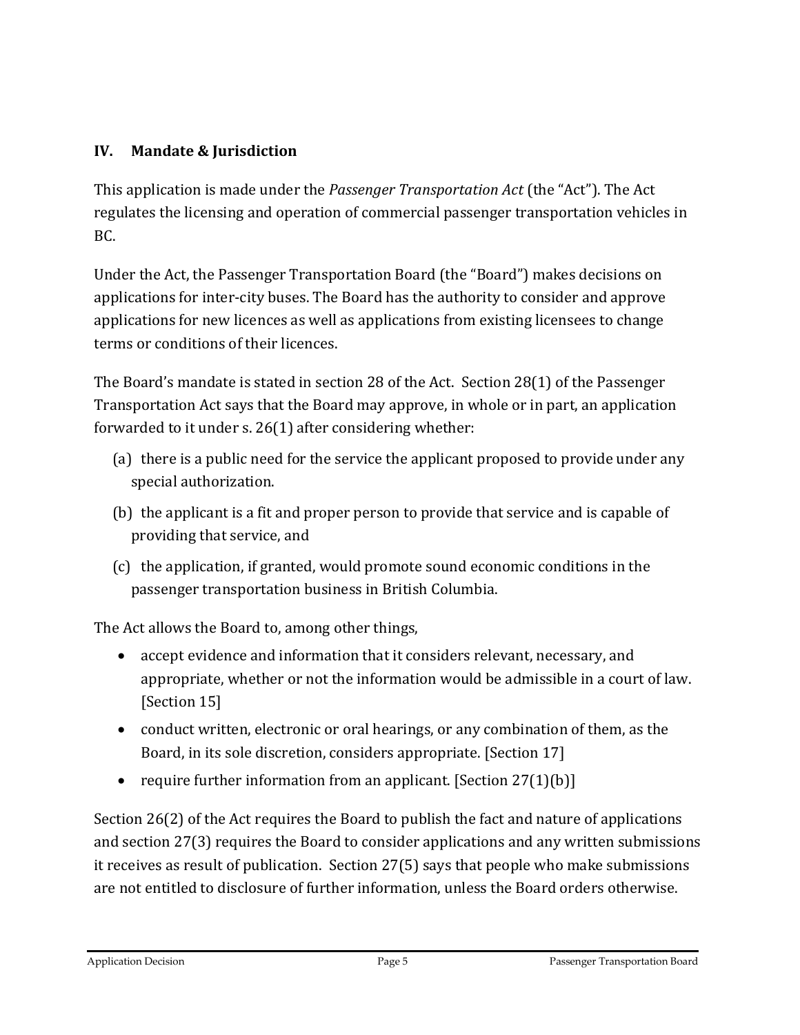## IV. Mandate & Jurisdiction

This application is made under the *Passenger Transportation Act* (the "Act"). The Act regulates the licensing and operation of commercial passenger transportation vehicles in BC.

Under the Act, the Passenger Transportation Board (the "Board") makes decisions on applications for inter-city buses. The Board has the authority to consider and approve applications for new licences as well as applications from existing licensees to change terms or conditions of their licences.

The Board's mandate is stated in section 28 of the Act. Section 28(1) of the Passenger Transportation Act says that the Board may approve, in whole or in part, an application forwarded to it under s. 26(1) after considering whether:

(a) there is a public need for the service the applicant proposed to provide under any special authorization.

(b) the applicant is a fit and proper person to provide that service and is capable of providing that service, and

(c) the application, if granted, would promote sound economic conditions in the passenger transportation business in British Columbia.

The Act allows the Board to, among other things,

- accept evidence and information that it considers relevant, necessary, and appropriate, whether or not the information would be admissible in a court of law. [Section 15]
- conduct written, electronic or oral hearings, or any combination of them, as the Board, in its sole discretion, considers appropriate. [Section 17]
- require further information from an applicant. [Section 27(1)(b)]

Section 26(2) of the Act requires the Board to publish the fact and nature of applications and section 27(3) requires the Board to consider applications and any written submissions it receives as result of publication. Section 27(5) says that people who make submissions are not entitled to disclosure of further information, unless the Board orders otherwise.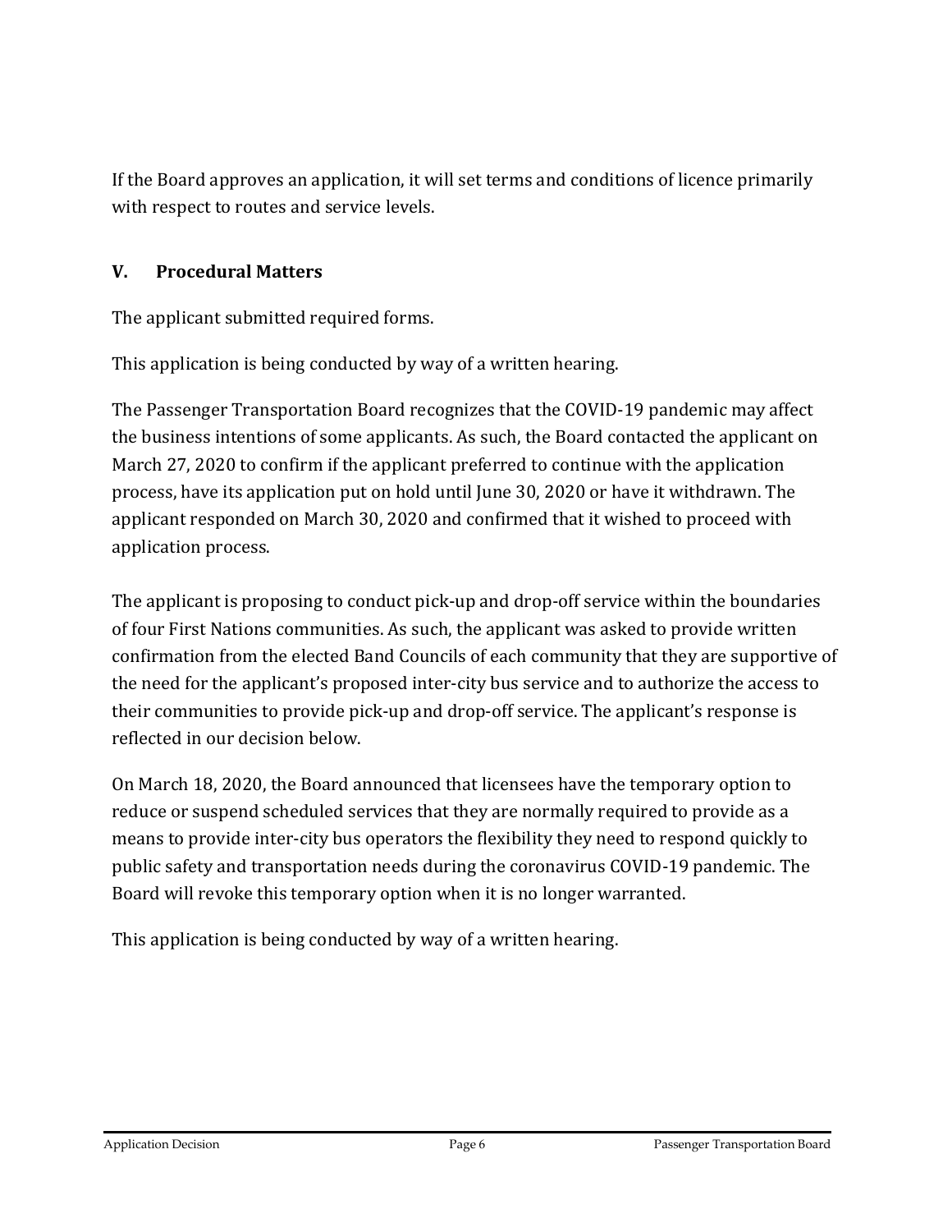If the Board approves an application, it will set terms and conditions of licence primarily with respect to routes and service levels.

## V. Procedural Matters

The applicant submitted required forms.

This application is being conducted by way of a written hearing.

The Passenger Transportation Board recognizes that the COVID-19 pandemic may affect the business intentions of some applicants. As such, the Board contacted the applicant on March 27, 2020 to confirm if the applicant preferred to continue with the application process, have its application put on hold until June 30, 2020 or have it withdrawn. The applicant responded on March 30, 2020 and confirmed that it wished to proceed with application process.

The applicant is proposing to conduct pick-up and drop-off service within the boundaries of four First Nations communities. As such, the applicant was asked to provide written confirmation from the elected Band Councils of each community that they are supportive of the need for the applicant's proposed inter-city bus service and to authorize the access to their communities to provide pick-up and drop-off service. The applicant's response is reflected in our decision below.

On March 18, 2020, the Board announced that licensees have the temporary option to reduce or suspend scheduled services that they are normally required to provide as a means to provide inter-city bus operators the flexibility they need to respond quickly to public safety and transportation needs during the coronavirus COVID-19 pandemic. The Board will revoke this temporary option when it is no longer warranted.

This application is being conducted by way of a written hearing.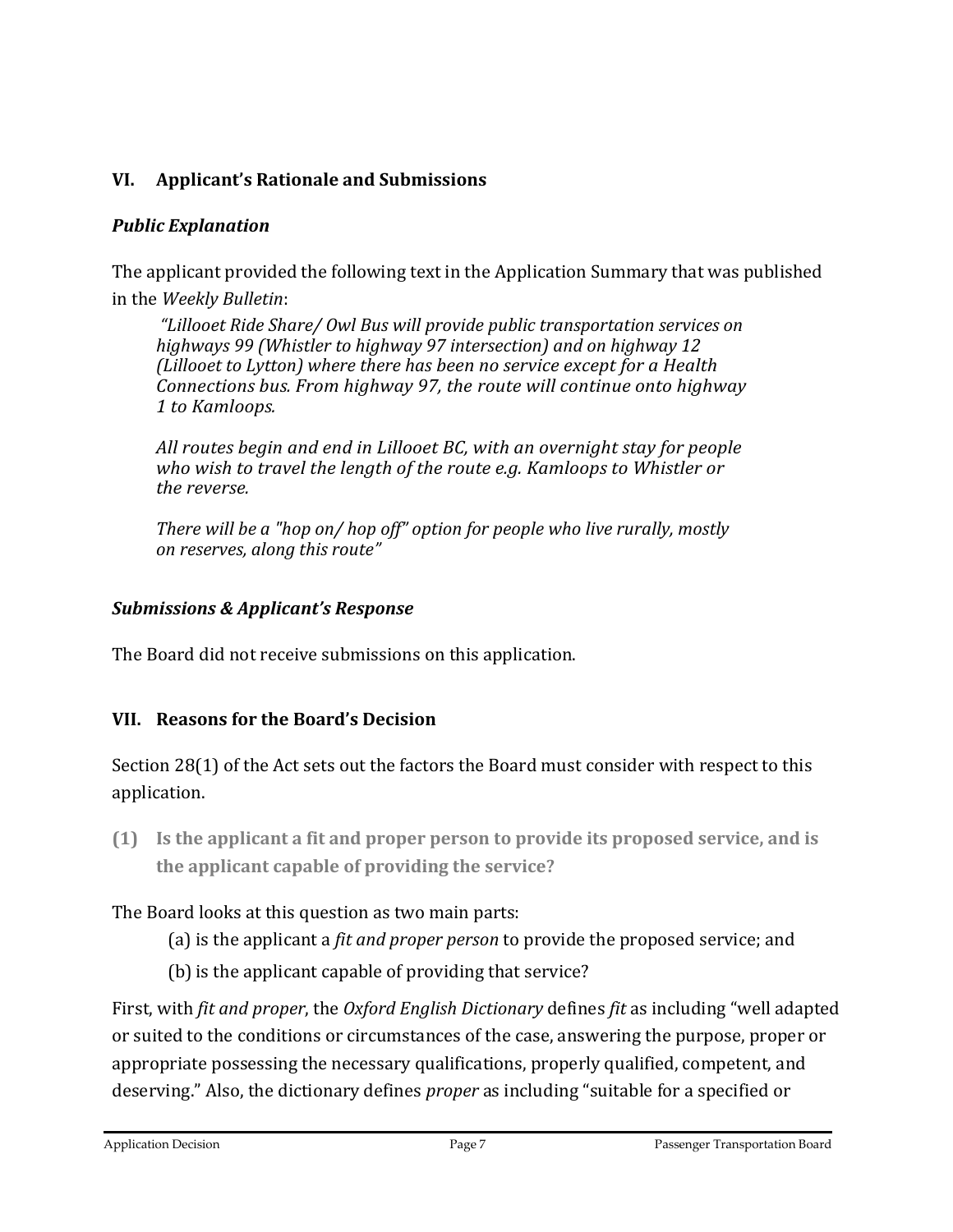## VI. Applicant's Rationale and Submissions

### *Public Explanation*

The applicant provided the following text in the Application Summary that was published in the *Weekly Bulletin*:

> *"Lillooet Ride Share/ Owl Bus will provide public transportation services on highways 99 (Whistler to highway 97 intersection) and on highway 12 (Lillooet to Lytton) where there has been no service except for a Health Connections bus. From highway 97, the route will continue onto highway 1 to Kamloops.*
>
> *All routes begin and end in Lillooet BC, with an overnight stay for people who wish to travel the length of the route e.g. Kamloops to Whistler or the reverse.*
>
> *There will be a "hop on/ hop off" option for people who live rurally, mostly on reserves, along this route"*

### *Submissions & Applicant's Response*

The Board did not receive submissions on this application.

## VII. Reasons for the Board's Decision

Section 28(1) of the Act sets out the factors the Board must consider with respect to this application.

**(1) Is the applicant a fit and proper person to provide its proposed service, and is the applicant capable of providing the service?**

The Board looks at this question as two main parts:

(a) is the applicant a *fit and proper person* to provide the proposed service; and

(b) is the applicant capable of providing that service?

First, with *fit and proper*, the *Oxford English Dictionary* defines *fit* as including "well adapted or suited to the conditions or circumstances of the case, answering the purpose, proper or appropriate possessing the necessary qualifications, properly qualified, competent, and deserving." Also, the dictionary defines *proper* as including "suitable for a specified or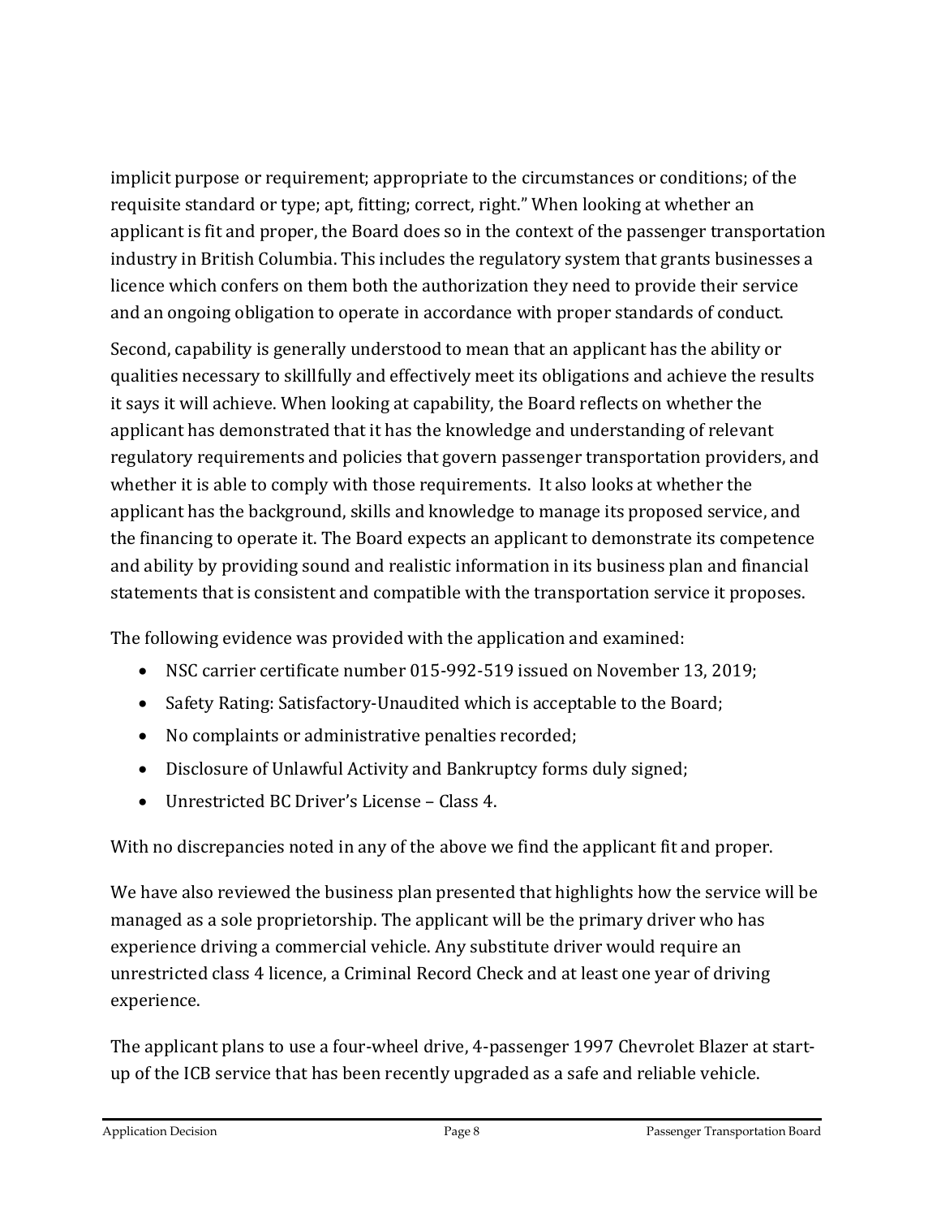implicit purpose or requirement; appropriate to the circumstances or conditions; of the requisite standard or type; apt, fitting; correct, right." When looking at whether an applicant is fit and proper, the Board does so in the context of the passenger transportation industry in British Columbia. This includes the regulatory system that grants businesses a licence which confers on them both the authorization they need to provide their service and an ongoing obligation to operate in accordance with proper standards of conduct.

Second, capability is generally understood to mean that an applicant has the ability or qualities necessary to skillfully and effectively meet its obligations and achieve the results it says it will achieve. When looking at capability, the Board reflects on whether the applicant has demonstrated that it has the knowledge and understanding of relevant regulatory requirements and policies that govern passenger transportation providers, and whether it is able to comply with those requirements. It also looks at whether the applicant has the background, skills and knowledge to manage its proposed service, and the financing to operate it. The Board expects an applicant to demonstrate its competence and ability by providing sound and realistic information in its business plan and financial statements that is consistent and compatible with the transportation service it proposes.

The following evidence was provided with the application and examined:

- NSC carrier certificate number 015-992-519 issued on November 13, 2019;
- Safety Rating: Satisfactory-Unaudited which is acceptable to the Board;
- No complaints or administrative penalties recorded;
- Disclosure of Unlawful Activity and Bankruptcy forms duly signed;
- Unrestricted BC Driver's License – Class 4.

With no discrepancies noted in any of the above we find the applicant fit and proper.

We have also reviewed the business plan presented that highlights how the service will be managed as a sole proprietorship. The applicant will be the primary driver who has experience driving a commercial vehicle. Any substitute driver would require an unrestricted class 4 licence, a Criminal Record Check and at least one year of driving experience.

The applicant plans to use a four-wheel drive, 4-passenger 1997 Chevrolet Blazer at start-up of the ICB service that has been recently upgraded as a safe and reliable vehicle.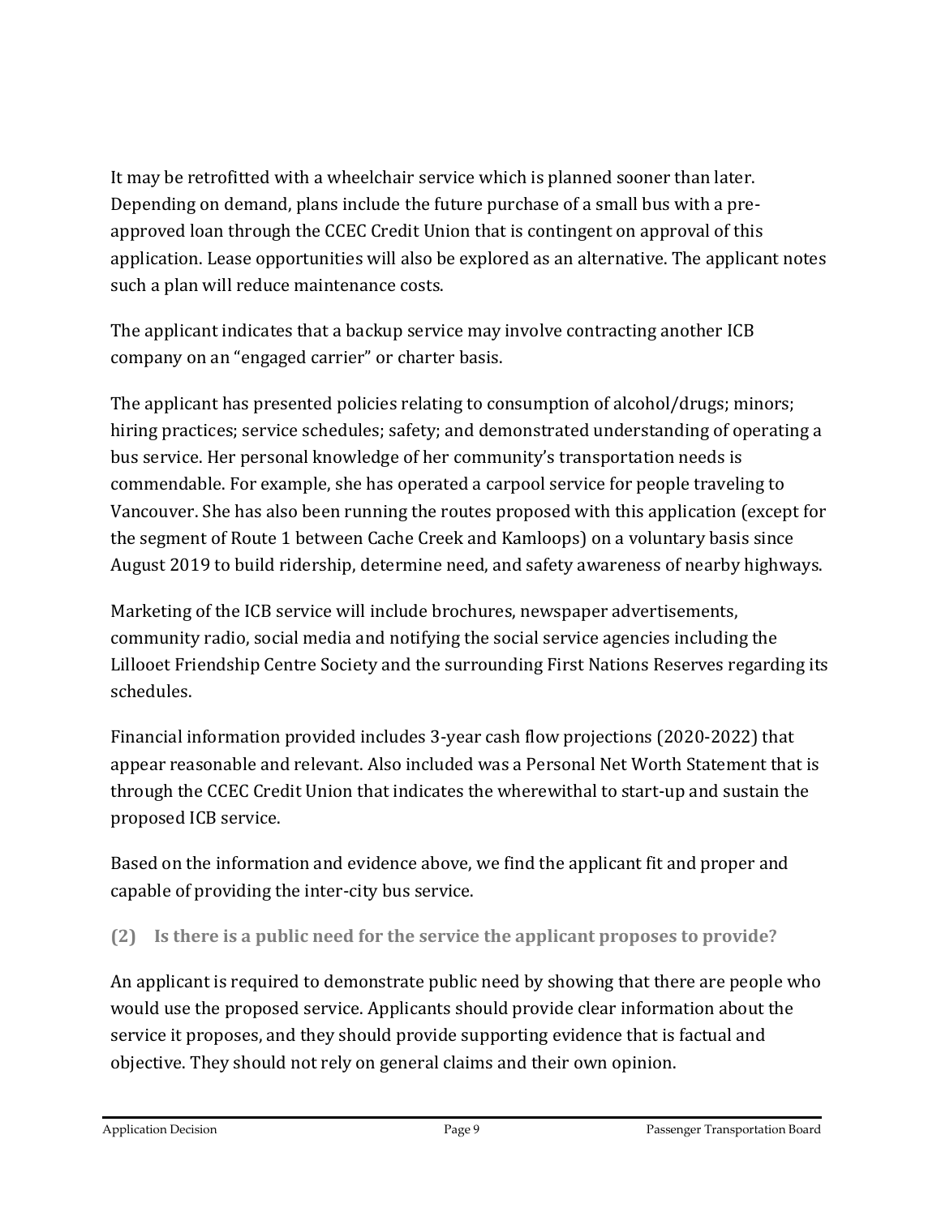It may be retrofitted with a wheelchair service which is planned sooner than later. Depending on demand, plans include the future purchase of a small bus with a pre-approved loan through the CCEC Credit Union that is contingent on approval of this application. Lease opportunities will also be explored as an alternative. The applicant notes such a plan will reduce maintenance costs.

The applicant indicates that a backup service may involve contracting another ICB company on an "engaged carrier" or charter basis.

The applicant has presented policies relating to consumption of alcohol/drugs; minors; hiring practices; service schedules; safety; and demonstrated understanding of operating a bus service. Her personal knowledge of her community's transportation needs is commendable. For example, she has operated a carpool service for people traveling to Vancouver. She has also been running the routes proposed with this application (except for the segment of Route 1 between Cache Creek and Kamloops) on a voluntary basis since August 2019 to build ridership, determine need, and safety awareness of nearby highways.

Marketing of the ICB service will include brochures, newspaper advertisements, community radio, social media and notifying the social service agencies including the Lillooet Friendship Centre Society and the surrounding First Nations Reserves regarding its schedules.

Financial information provided includes 3-year cash flow projections (2020-2022) that appear reasonable and relevant. Also included was a Personal Net Worth Statement that is through the CCEC Credit Union that indicates the wherewithal to start-up and sustain the proposed ICB service.

Based on the information and evidence above, we find the applicant fit and proper and capable of providing the inter-city bus service.

### (2) Is there is a public need for the service the applicant proposes to provide?

An applicant is required to demonstrate public need by showing that there are people who would use the proposed service. Applicants should provide clear information about the service it proposes, and they should provide supporting evidence that is factual and objective. They should not rely on general claims and their own opinion.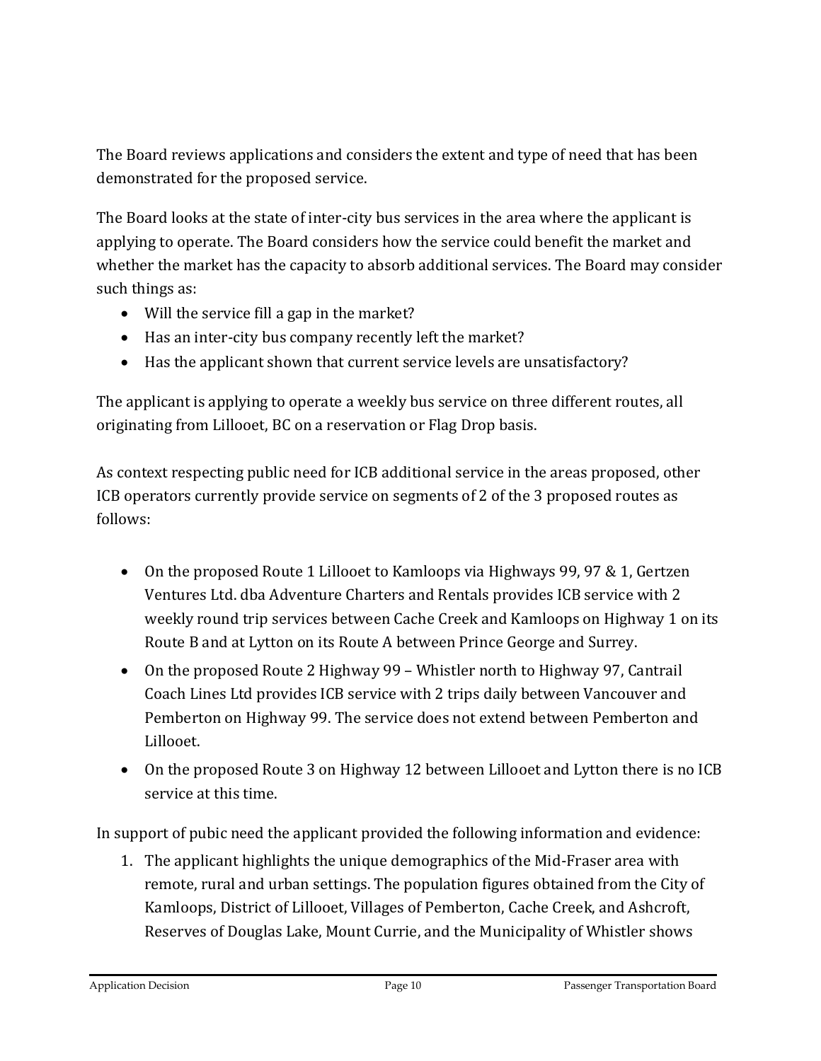The Board reviews applications and considers the extent and type of need that has been demonstrated for the proposed service.

The Board looks at the state of inter-city bus services in the area where the applicant is applying to operate. The Board considers how the service could benefit the market and whether the market has the capacity to absorb additional services. The Board may consider such things as:

- Will the service fill a gap in the market?
- Has an inter-city bus company recently left the market?
- Has the applicant shown that current service levels are unsatisfactory?

The applicant is applying to operate a weekly bus service on three different routes, all originating from Lillooet, BC on a reservation or Flag Drop basis.

As context respecting public need for ICB additional service in the areas proposed, other ICB operators currently provide service on segments of 2 of the 3 proposed routes as follows:

- On the proposed Route 1 Lillooet to Kamloops via Highways 99, 97 & 1, Gertzen Ventures Ltd. dba Adventure Charters and Rentals provides ICB service with 2 weekly round trip services between Cache Creek and Kamloops on Highway 1 on its Route B and at Lytton on its Route A between Prince George and Surrey.
- On the proposed Route 2 Highway 99 – Whistler north to Highway 97, Cantrail Coach Lines Ltd provides ICB service with 2 trips daily between Vancouver and Pemberton on Highway 99. The service does not extend between Pemberton and Lillooet.
- On the proposed Route 3 on Highway 12 between Lillooet and Lytton there is no ICB service at this time.

In support of pubic need the applicant provided the following information and evidence:

1. The applicant highlights the unique demographics of the Mid-Fraser area with remote, rural and urban settings. The population figures obtained from the City of Kamloops, District of Lillooet, Villages of Pemberton, Cache Creek, and Ashcroft, Reserves of Douglas Lake, Mount Currie, and the Municipality of Whistler shows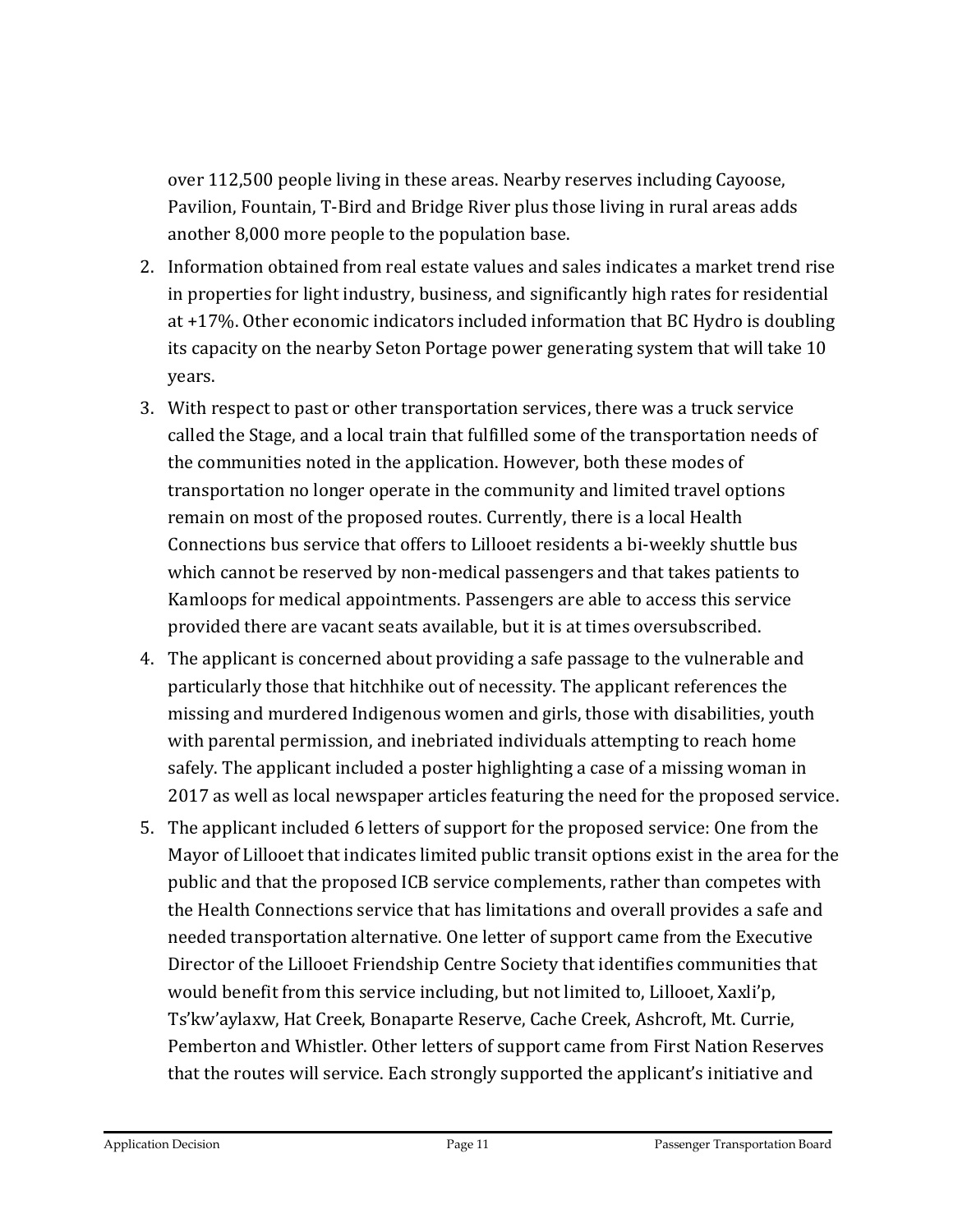over 112,500 people living in these areas. Nearby reserves including Cayoose, Pavilion, Fountain, T-Bird and Bridge River plus those living in rural areas adds another 8,000 more people to the population base.

2. Information obtained from real estate values and sales indicates a market trend rise in properties for light industry, business, and significantly high rates for residential at +17%. Other economic indicators included information that BC Hydro is doubling its capacity on the nearby Seton Portage power generating system that will take 10 years.
3. With respect to past or other transportation services, there was a truck service called the Stage, and a local train that fulfilled some of the transportation needs of the communities noted in the application. However, both these modes of transportation no longer operate in the community and limited travel options remain on most of the proposed routes. Currently, there is a local Health Connections bus service that offers to Lillooet residents a bi-weekly shuttle bus which cannot be reserved by non-medical passengers and that takes patients to Kamloops for medical appointments. Passengers are able to access this service provided there are vacant seats available, but it is at times oversubscribed.
4. The applicant is concerned about providing a safe passage to the vulnerable and particularly those that hitchhike out of necessity. The applicant references the missing and murdered Indigenous women and girls, those with disabilities, youth with parental permission, and inebriated individuals attempting to reach home safely. The applicant included a poster highlighting a case of a missing woman in 2017 as well as local newspaper articles featuring the need for the proposed service.
5. The applicant included 6 letters of support for the proposed service: One from the Mayor of Lillooet that indicates limited public transit options exist in the area for the public and that the proposed ICB service complements, rather than competes with the Health Connections service that has limitations and overall provides a safe and needed transportation alternative. One letter of support came from the Executive Director of the Lillooet Friendship Centre Society that identifies communities that would benefit from this service including, but not limited to, Lillooet, Xaxli'p, Ts'kw'aylaxw, Hat Creek, Bonaparte Reserve, Cache Creek, Ashcroft, Mt. Currie, Pemberton and Whistler. Other letters of support came from First Nation Reserves that the routes will service. Each strongly supported the applicant's initiative and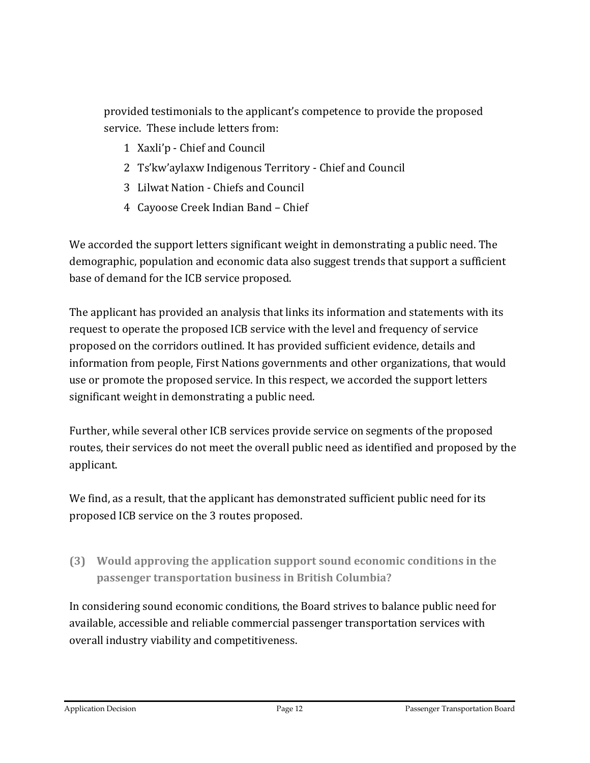provided testimonials to the applicant's competence to provide the proposed service. These include letters from:

1. Xaxli'p - Chief and Council
2. Ts'kw'aylaxw Indigenous Territory - Chief and Council
3. Lilwat Nation - Chiefs and Council
4. Cayoose Creek Indian Band – Chief

We accorded the support letters significant weight in demonstrating a public need. The demographic, population and economic data also suggest trends that support a sufficient base of demand for the ICB service proposed.

The applicant has provided an analysis that links its information and statements with its request to operate the proposed ICB service with the level and frequency of service proposed on the corridors outlined. It has provided sufficient evidence, details and information from people, First Nations governments and other organizations, that would use or promote the proposed service. In this respect, we accorded the support letters significant weight in demonstrating a public need.

Further, while several other ICB services provide service on segments of the proposed routes, their services do not meet the overall public need as identified and proposed by the applicant.

We find, as a result, that the applicant has demonstrated sufficient public need for its proposed ICB service on the 3 routes proposed.

### (3) Would approving the application support sound economic conditions in the passenger transportation business in British Columbia?

In considering sound economic conditions, the Board strives to balance public need for available, accessible and reliable commercial passenger transportation services with overall industry viability and competitiveness.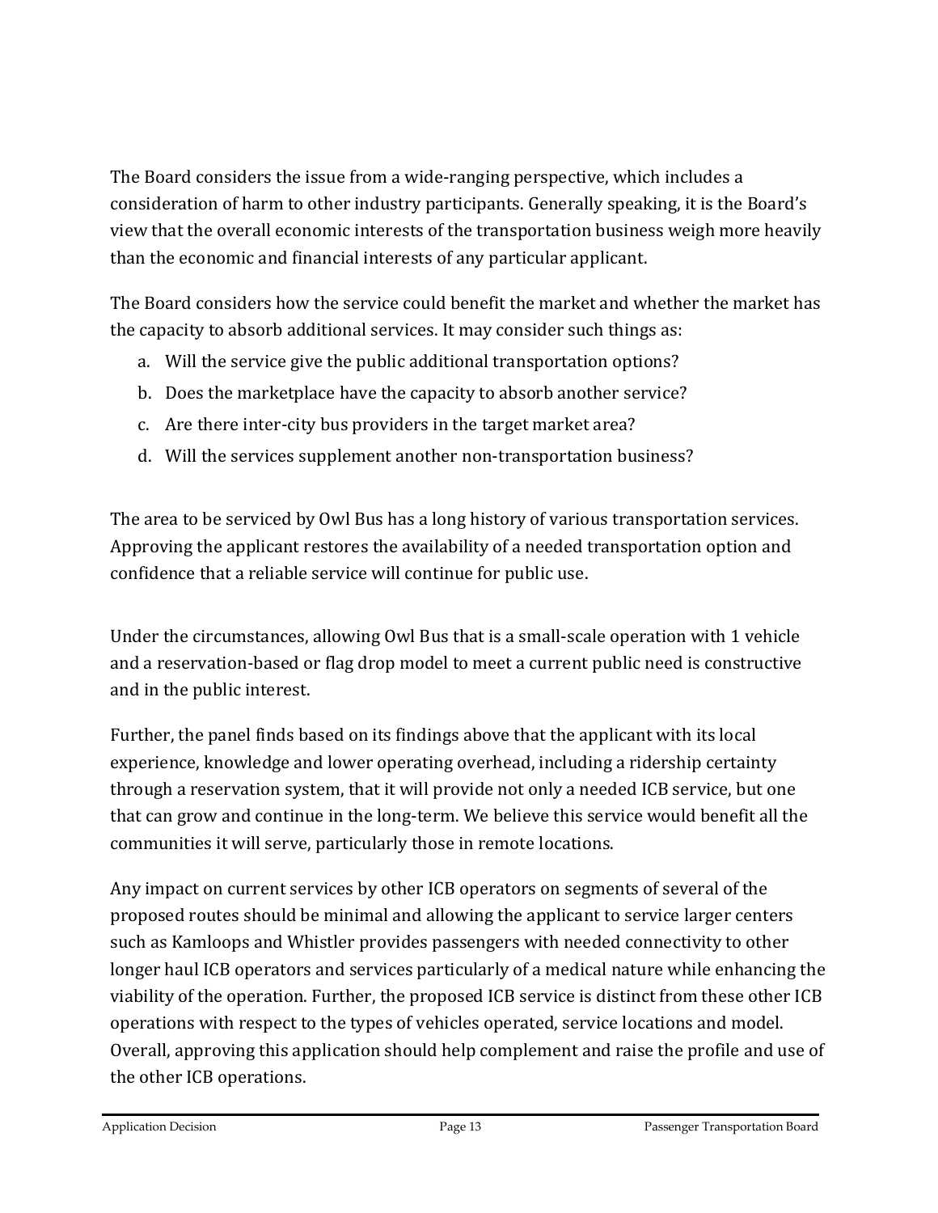The Board considers the issue from a wide-ranging perspective, which includes a consideration of harm to other industry participants. Generally speaking, it is the Board's view that the overall economic interests of the transportation business weigh more heavily than the economic and financial interests of any particular applicant.

The Board considers how the service could benefit the market and whether the market has the capacity to absorb additional services. It may consider such things as:

a. Will the service give the public additional transportation options?
b. Does the marketplace have the capacity to absorb another service?
c. Are there inter-city bus providers in the target market area?
d. Will the services supplement another non-transportation business?

The area to be serviced by Owl Bus has a long history of various transportation services. Approving the applicant restores the availability of a needed transportation option and confidence that a reliable service will continue for public use.

Under the circumstances, allowing Owl Bus that is a small-scale operation with 1 vehicle and a reservation-based or flag drop model to meet a current public need is constructive and in the public interest.

Further, the panel finds based on its findings above that the applicant with its local experience, knowledge and lower operating overhead, including a ridership certainty through a reservation system, that it will provide not only a needed ICB service, but one that can grow and continue in the long-term. We believe this service would benefit all the communities it will serve, particularly those in remote locations.

Any impact on current services by other ICB operators on segments of several of the proposed routes should be minimal and allowing the applicant to service larger centers such as Kamloops and Whistler provides passengers with needed connectivity to other longer haul ICB operators and services particularly of a medical nature while enhancing the viability of the operation. Further, the proposed ICB service is distinct from these other ICB operations with respect to the types of vehicles operated, service locations and model. Overall, approving this application should help complement and raise the profile and use of the other ICB operations.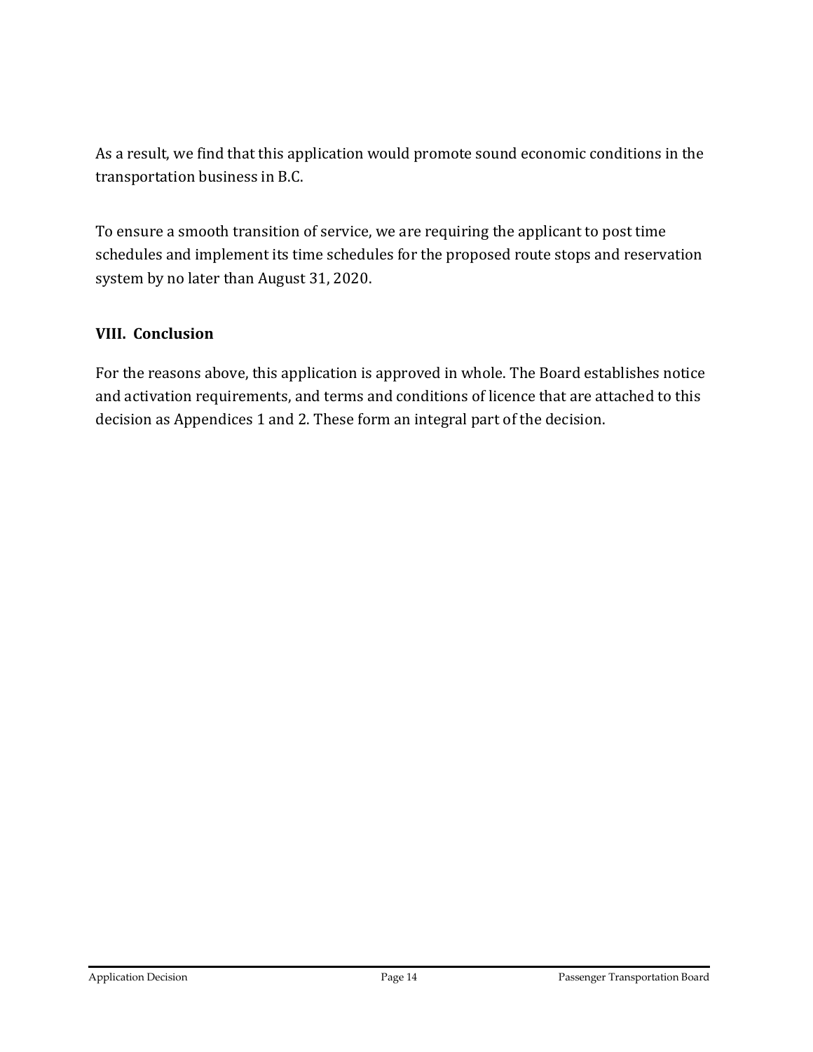As a result, we find that this application would promote sound economic conditions in the transportation business in B.C.

To ensure a smooth transition of service, we are requiring the applicant to post time schedules and implement its time schedules for the proposed route stops and reservation system by no later than August 31, 2020.

## VIII. Conclusion

For the reasons above, this application is approved in whole. The Board establishes notice and activation requirements, and terms and conditions of licence that are attached to this decision as Appendices 1 and 2. These form an integral part of the decision.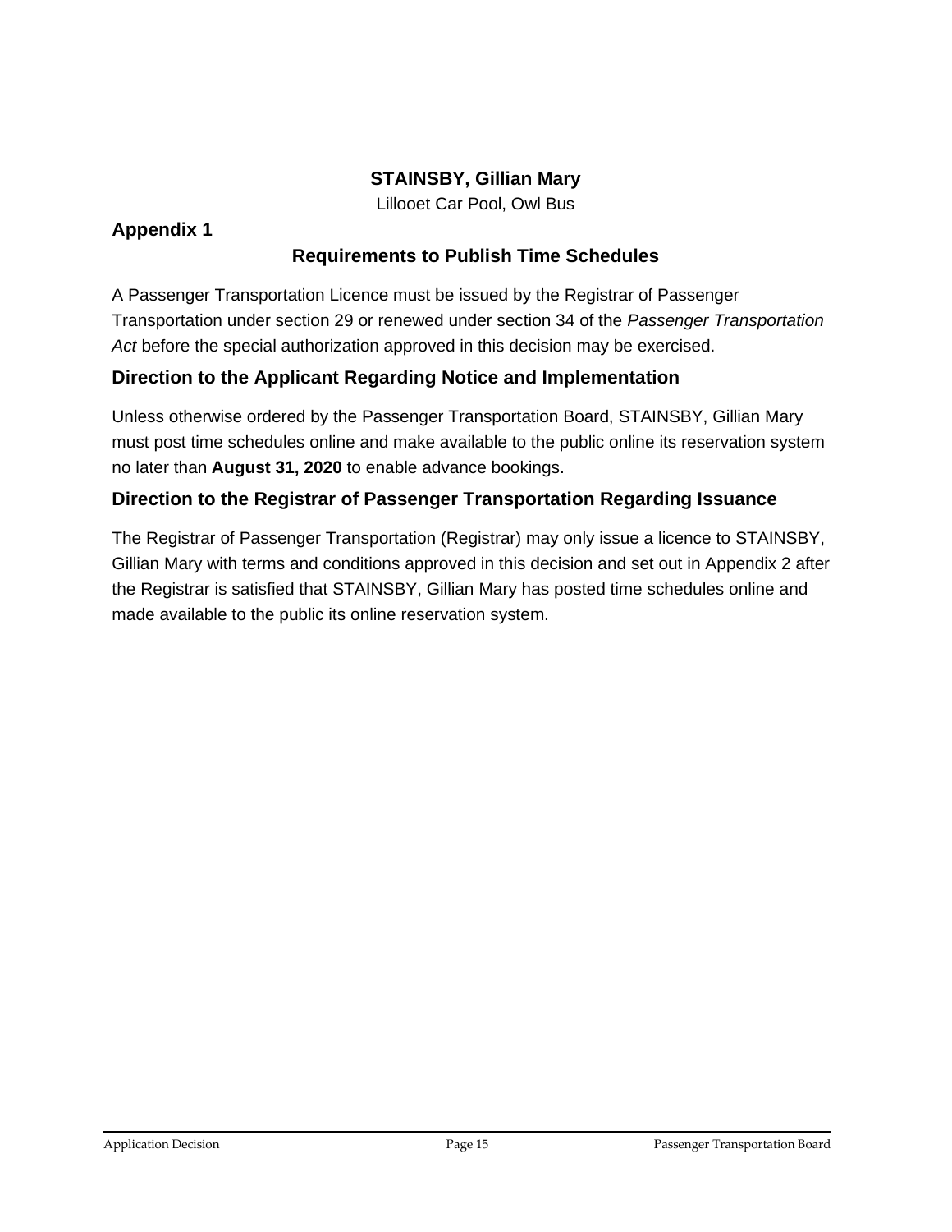**STAINSBY, Gillian Mary**

Lillooet Car Pool, Owl Bus

## Appendix 1

## Requirements to Publish Time Schedules

A Passenger Transportation Licence must be issued by the Registrar of Passenger Transportation under section 29 or renewed under section 34 of the *Passenger Transportation Act* before the special authorization approved in this decision may be exercised.

### Direction to the Applicant Regarding Notice and Implementation

Unless otherwise ordered by the Passenger Transportation Board, STAINSBY, Gillian Mary must post time schedules online and make available to the public online its reservation system no later than **August 31, 2020** to enable advance bookings.

### Direction to the Registrar of Passenger Transportation Regarding Issuance

The Registrar of Passenger Transportation (Registrar) may only issue a licence to STAINSBY, Gillian Mary with terms and conditions approved in this decision and set out in Appendix 2 after the Registrar is satisfied that STAINSBY, Gillian Mary has posted time schedules online and made available to the public its online reservation system.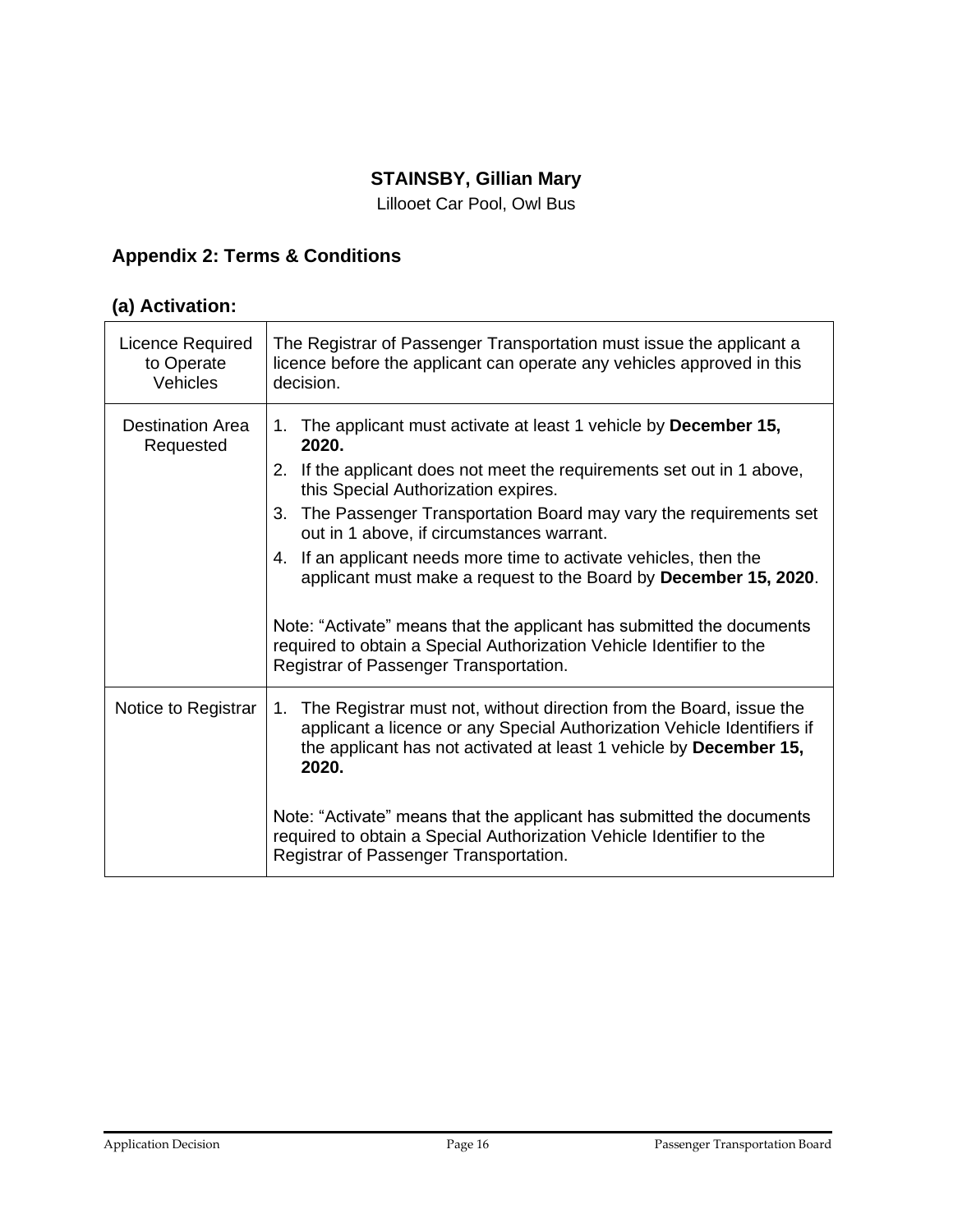**STAINSBY, Gillian Mary**

Lillooet Car Pool, Owl Bus

## Appendix 2: Terms & Conditions

### (a) Activation:

| | |
|---|---|
| Licence Required to Operate Vehicles | The Registrar of Passenger Transportation must issue the applicant a licence before the applicant can operate any vehicles approved in this decision. |
| Destination Area Requested | 1. The applicant must activate at least 1 vehicle by **December 15, 2020.**<br>2. If the applicant does not meet the requirements set out in 1 above, this Special Authorization expires.<br>3. The Passenger Transportation Board may vary the requirements set out in 1 above, if circumstances warrant.<br>4. If an applicant needs more time to activate vehicles, then the applicant must make a request to the Board by **December 15, 2020**.<br><br>Note: "Activate" means that the applicant has submitted the documents required to obtain a Special Authorization Vehicle Identifier to the Registrar of Passenger Transportation. |
| Notice to Registrar | 1. The Registrar must not, without direction from the Board, issue the applicant a licence or any Special Authorization Vehicle Identifiers if the applicant has not activated at least 1 vehicle by **December 15, 2020.**<br><br>Note: "Activate" means that the applicant has submitted the documents required to obtain a Special Authorization Vehicle Identifier to the Registrar of Passenger Transportation. |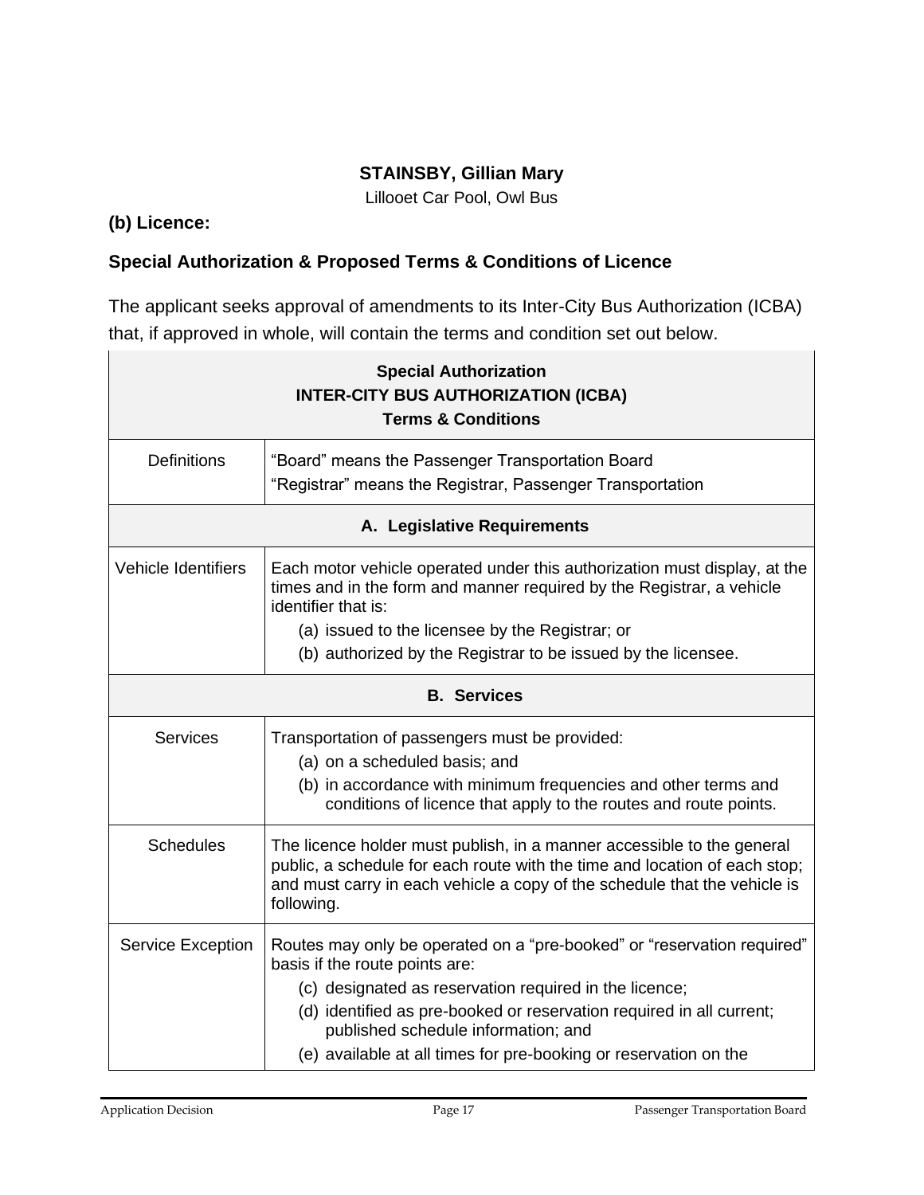**STAINSBY, Gillian Mary**

Lillooet Car Pool, Owl Bus

**(b) Licence:**

**Special Authorization & Proposed Terms & Conditions of Licence**

The applicant seeks approval of amendments to its Inter-City Bus Authorization (ICBA) that, if approved in whole, will contain the terms and condition set out below.

| **Special Authorization INTER-CITY BUS AUTHORIZATION (ICBA) Terms & Conditions** | |
|---|---|
| Definitions | “Board” means the Passenger Transportation Board<br>“Registrar” means the Registrar, Passenger Transportation |
| **A. Legislative Requirements** | |
| Vehicle Identifiers | Each motor vehicle operated under this authorization must display, at the times and in the form and manner required by the Registrar, a vehicle identifier that is:<br>(a) issued to the licensee by the Registrar; or<br>(b) authorized by the Registrar to be issued by the licensee. |
| **B. Services** | |
| Services | Transportation of passengers must be provided:<br>(a) on a scheduled basis; and<br>(b) in accordance with minimum frequencies and other terms and conditions of licence that apply to the routes and route points. |
| Schedules | The licence holder must publish, in a manner accessible to the general public, a schedule for each route with the time and location of each stop; and must carry in each vehicle a copy of the schedule that the vehicle is following. |
| Service Exception | Routes may only be operated on a “pre-booked” or “reservation required” basis if the route points are:<br>(c) designated as reservation required in the licence;<br>(d) identified as pre-booked or reservation required in all current; published schedule information; and<br>(e) available at all times for pre-booking or reservation on the |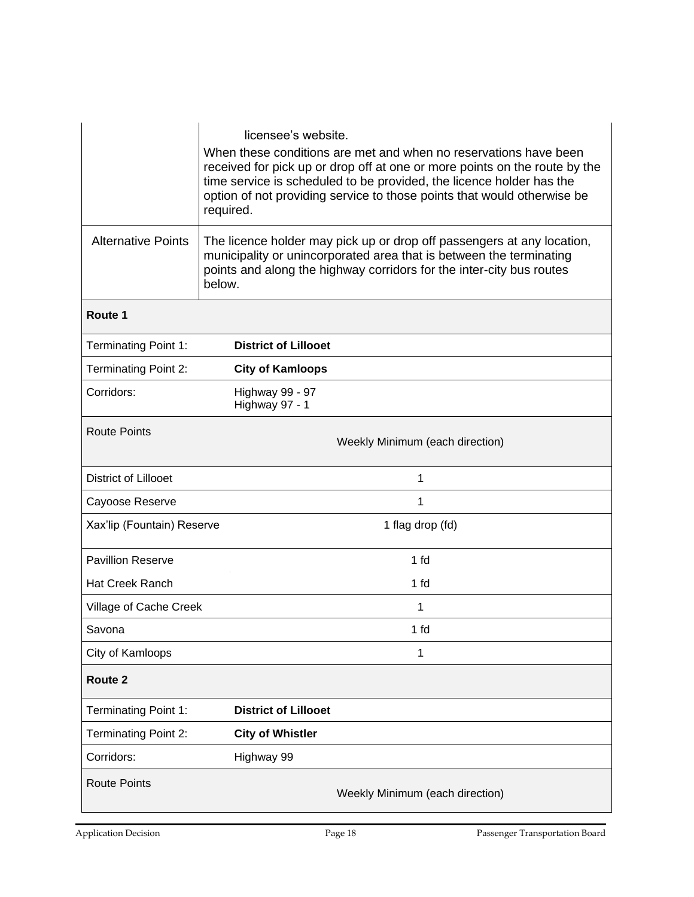| | |
|---|---|
| | licensee's website.<br>When these conditions are met and when no reservations have been received for pick up or drop off at one or more points on the route by the time service is scheduled to be provided, the licence holder has the option of not providing service to those points that would otherwise be required. |
| Alternative Points | The licence holder may pick up or drop off passengers at any location, municipality or unincorporated area that is between the terminating points and along the highway corridors for the inter-city bus routes below. |

**Route 1**

| | |
|---|---|
| Terminating Point 1: | **District of Lillooet** |
| Terminating Point 2: | **City of Kamloops** |
| Corridors: | Highway 99 - 97<br>Highway 97 - 1 |

| Route Points | Weekly Minimum (each direction) |
|---|---|
| District of Lillooet | 1 |
| Cayoose Reserve | 1 |
| Xax'lip (Fountain) Reserve | 1 flag drop (fd) |
| Pavillion Reserve | 1 fd |
| Hat Creek Ranch | 1 fd |
| Village of Cache Creek | 1 |
| Savona | 1 fd |
| City of Kamloops | 1 |

**Route 2**

| | |
|---|---|
| Terminating Point 1: | **District of Lillooet** |
| Terminating Point 2: | **City of Whistler** |
| Corridors: | Highway 99 |

| Route Points | Weekly Minimum (each direction) |
|---|---|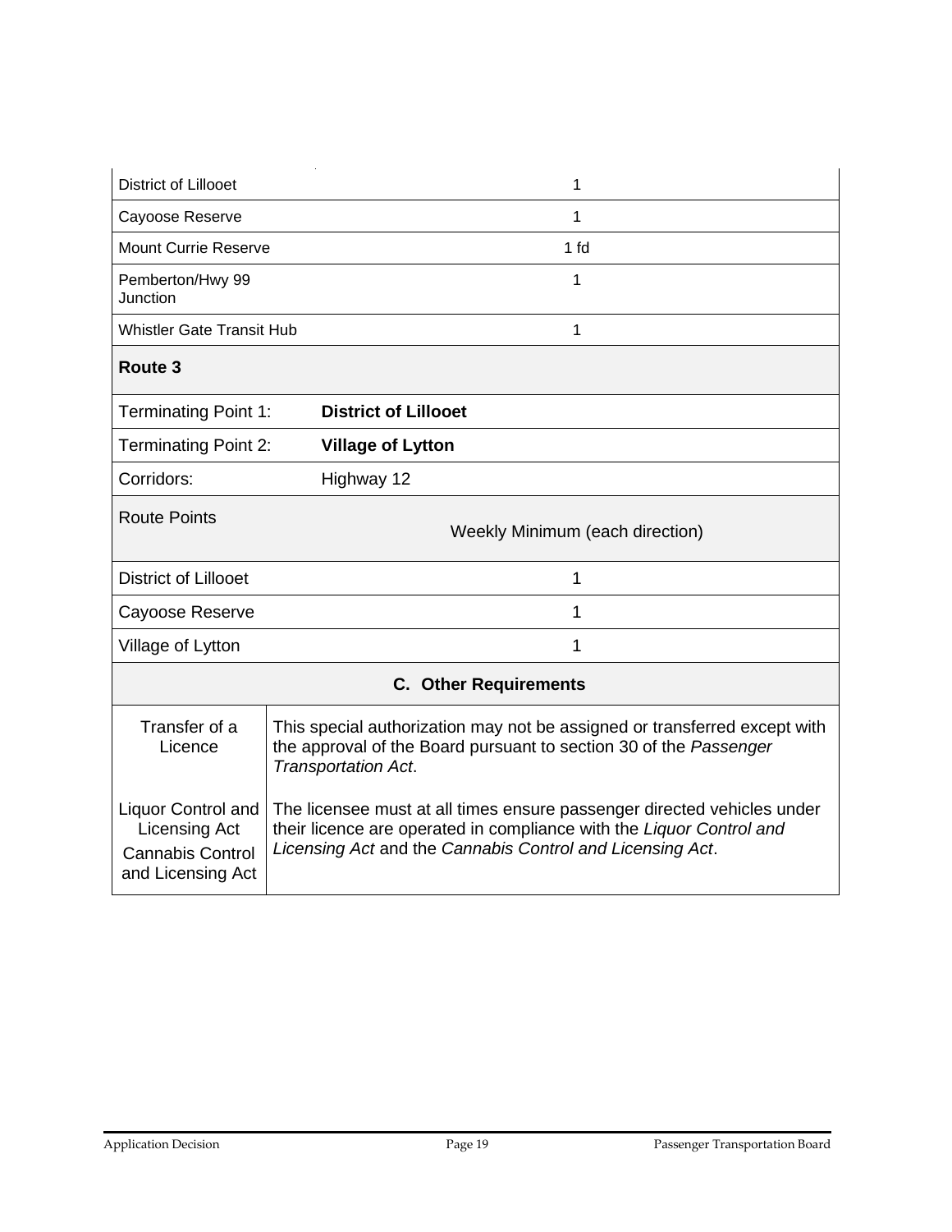| | |
|---|---|
| District of Lillooet | 1 |
| Cayoose Reserve | 1 |
| Mount Currie Reserve | 1 fd |
| Pemberton/Hwy 99 Junction | 1 |
| Whistler Gate Transit Hub | 1 |
| **Route 3** | |
| Terminating Point 1: | **District of Lillooet** |
| Terminating Point 2: | **Village of Lytton** |
| Corridors: | Highway 12 |
| Route Points | Weekly Minimum (each direction) |
| District of Lillooet | 1 |
| Cayoose Reserve | 1 |
| Village of Lytton | 1 |

**C. Other Requirements**

| | |
|---|---|
| Transfer of a Licence | This special authorization may not be assigned or transferred except with the approval of the Board pursuant to section 30 of the *Passenger Transportation Act*. |
| Liquor Control and Licensing Act<br>Cannabis Control and Licensing Act | The licensee must at all times ensure passenger directed vehicles under their licence are operated in compliance with the *Liquor Control and Licensing Act* and the *Cannabis Control and Licensing Act*. |